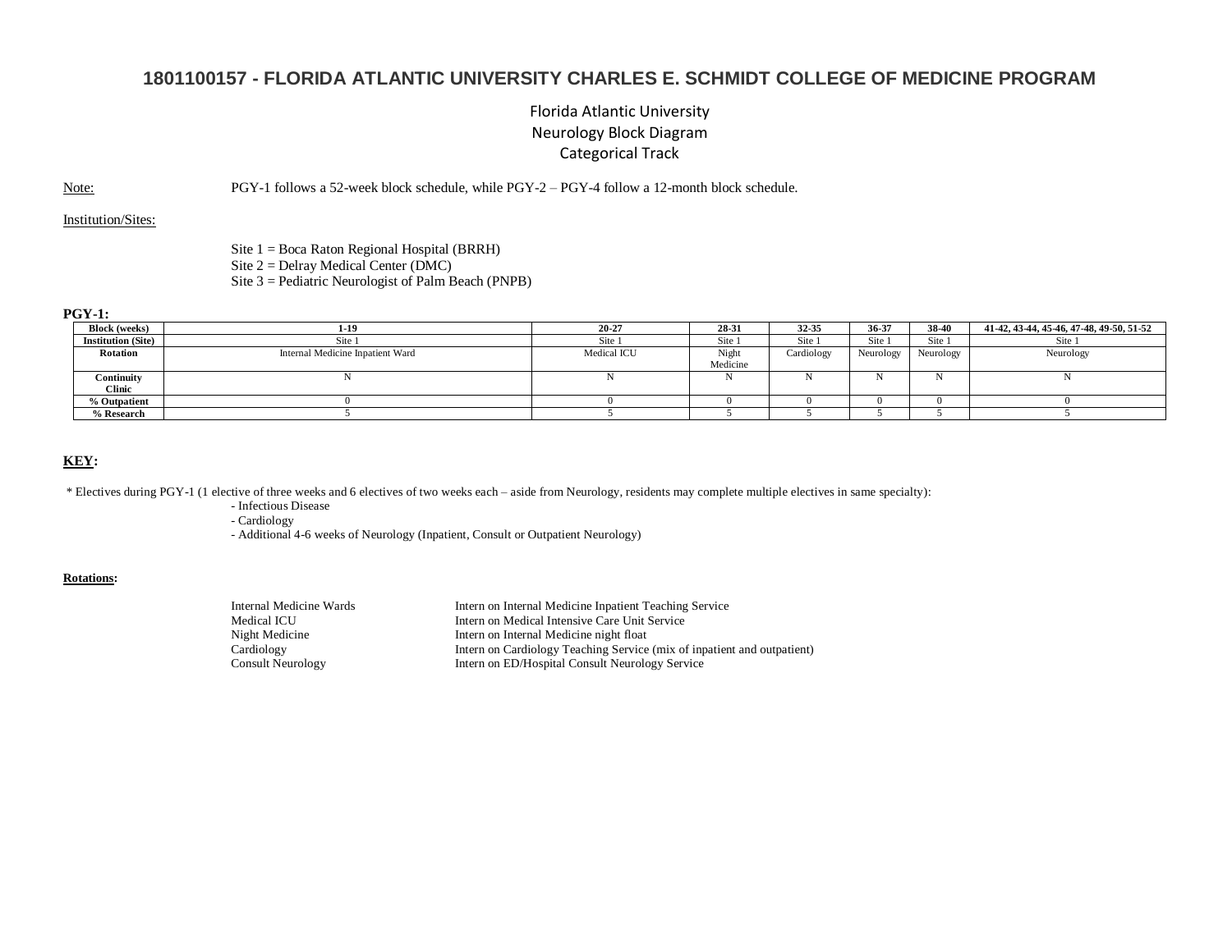# 1801100157 - FLORIDA ATLANTIC UNIVERSITY CHARLES E. SCHMIDT COLLEGE OF MEDICINE PROGRAM

## Florida Atlantic University
## Neurology Block Diagram
## Categorical Track

Note: PGY-1 follows a 52-week block schedule, while PGY-2 – PGY-4 follow a 12-month block schedule.

Institution/Sites:

Site 1 = Boca Raton Regional Hospital (BRRH)
Site 2 = Delray Medical Center (DMC)
Site 3 = Pediatric Neurologist of Palm Beach (PNPB)

**PGY-1:**

| Block (weeks) | 1-19 | 20-27 | 28-31 | 32-35 | 36-37 | 38-40 | 41-42, 43-44, 45-46, 47-48, 49-50, 51-52 |
|---|---|---|---|---|---|---|---|
| Institution (Site) | Site 1 | Site 1 | Site 1 | Site 1 | Site 1 | Site 1 | Site 1 |
| Rotation | Internal Medicine Inpatient Ward | Medical ICU | Night Medicine | Cardiology | Neurology | Neurology | Neurology |
| Continuity Clinic | N | N | N | N | N | N | N |
| % Outpatient | 0 | 0 | 0 | 0 | 0 | 0 | 0 |
| % Research | 5 | 5 | 5 | 5 | 5 | 5 | 5 |

**KEY:**

* Electives during PGY-1 (1 elective of three weeks and 6 electives of two weeks each – aside from Neurology, residents may complete multiple electives in same specialty):
  - Infectious Disease
  - Cardiology
  - Additional 4-6 weeks of Neurology (Inpatient, Consult or Outpatient Neurology)

**Rotations:**

| | |
|---|---|
| Internal Medicine Wards | Intern on Internal Medicine Inpatient Teaching Service |
| Medical ICU | Intern on Medical Intensive Care Unit Service |
| Night Medicine | Intern on Internal Medicine night float |
| Cardiology | Intern on Cardiology Teaching Service (mix of inpatient and outpatient) |
| Consult Neurology | Intern on ED/Hospital Consult Neurology Service |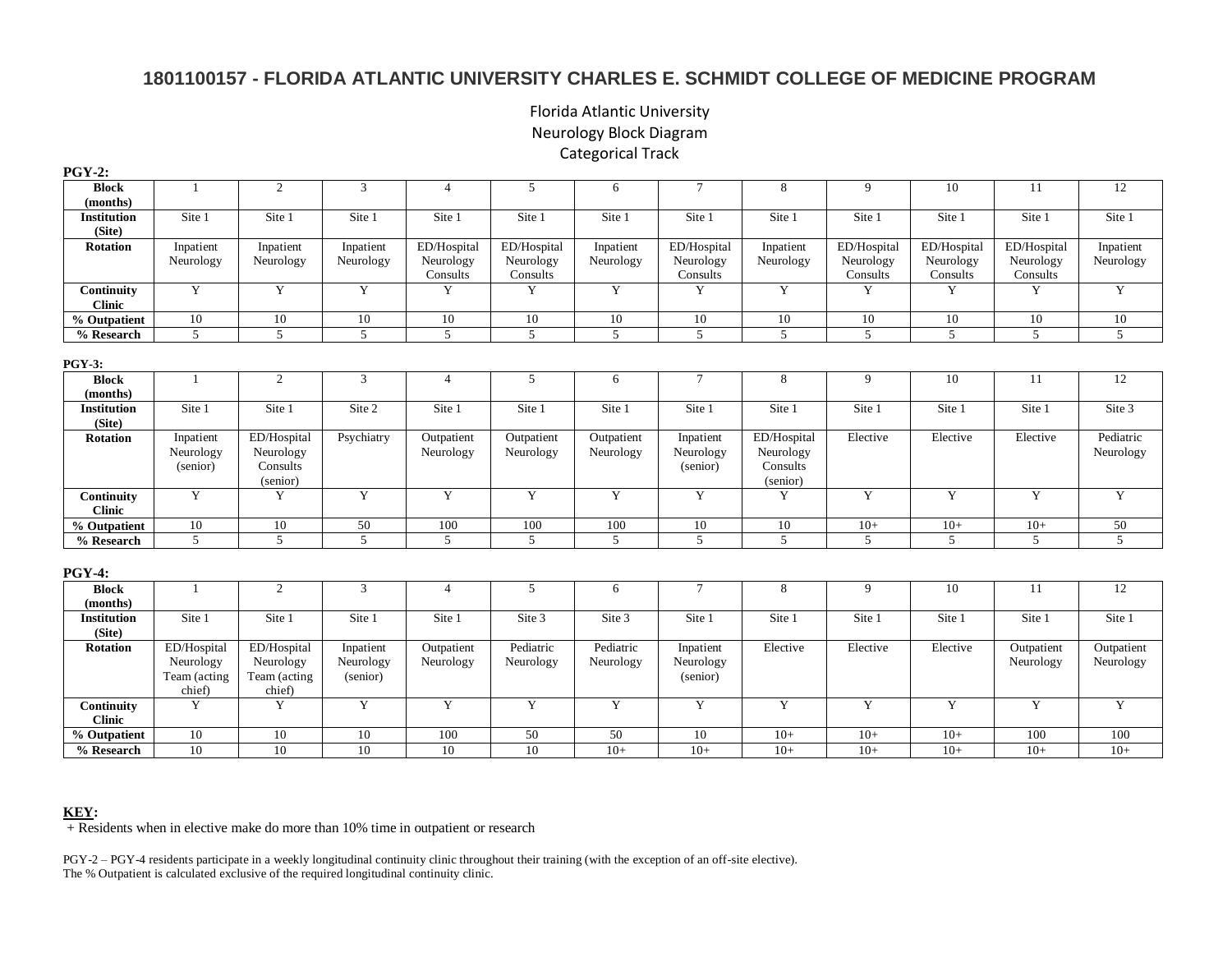# 1801100157 - FLORIDA ATLANTIC UNIVERSITY CHARLES E. SCHMIDT COLLEGE OF MEDICINE PROGRAM

Florida Atlantic University
Neurology Block Diagram
Categorical Track

**PGY-2:**

| Block (months) | 1 | 2 | 3 | 4 | 5 | 6 | 7 | 8 | 9 | 10 | 11 | 12 |
|---|---|---|---|---|---|---|---|---|---|---|---|---|
| Institution (Site) | Site 1 | Site 1 | Site 1 | Site 1 | Site 1 | Site 1 | Site 1 | Site 1 | Site 1 | Site 1 | Site 1 | Site 1 |
| Rotation | Inpatient Neurology | Inpatient Neurology | Inpatient Neurology | ED/Hospital Neurology Consults | ED/Hospital Neurology Consults | Inpatient Neurology | ED/Hospital Neurology Consults | Inpatient Neurology | ED/Hospital Neurology Consults | ED/Hospital Neurology Consults | ED/Hospital Neurology Consults | Inpatient Neurology |
| Continuity Clinic | Y | Y | Y | Y | Y | Y | Y | Y | Y | Y | Y | Y |
| % Outpatient | 10 | 10 | 10 | 10 | 10 | 10 | 10 | 10 | 10 | 10 | 10 | 10 |
| % Research | 5 | 5 | 5 | 5 | 5 | 5 | 5 | 5 | 5 | 5 | 5 | 5 |

**PGY-3:**

| Block (months) | 1 | 2 | 3 | 4 | 5 | 6 | 7 | 8 | 9 | 10 | 11 | 12 |
|---|---|---|---|---|---|---|---|---|---|---|---|---|
| Institution (Site) | Site 1 | Site 1 | Site 2 | Site 1 | Site 1 | Site 1 | Site 1 | Site 1 | Site 1 | Site 1 | Site 1 | Site 3 |
| Rotation | Inpatient Neurology (senior) | ED/Hospital Neurology Consults (senior) | Psychiatry | Outpatient Neurology | Outpatient Neurology | Outpatient Neurology | Inpatient Neurology (senior) | ED/Hospital Neurology Consults (senior) | Elective | Elective | Elective | Pediatric Neurology |
| Continuity Clinic | Y | Y | Y | Y | Y | Y | Y | Y | Y | Y | Y | Y |
| % Outpatient | 10 | 10 | 50 | 100 | 100 | 100 | 10 | 10 | 10+ | 10+ | 10+ | 50 |
| % Research | 5 | 5 | 5 | 5 | 5 | 5 | 5 | 5 | 5 | 5 | 5 | 5 |

**PGY-4:**

| Block (months) | 1 | 2 | 3 | 4 | 5 | 6 | 7 | 8 | 9 | 10 | 11 | 12 |
|---|---|---|---|---|---|---|---|---|---|---|---|---|
| Institution (Site) | Site 1 | Site 1 | Site 1 | Site 1 | Site 3 | Site 3 | Site 1 | Site 1 | Site 1 | Site 1 | Site 1 | Site 1 |
| Rotation | ED/Hospital Neurology Team (acting chief) | ED/Hospital Neurology Team (acting chief) | Inpatient Neurology (senior) | Outpatient Neurology | Pediatric Neurology | Pediatric Neurology | Inpatient Neurology (senior) | Elective | Elective | Elective | Outpatient Neurology | Outpatient Neurology |
| Continuity Clinic | Y | Y | Y | Y | Y | Y | Y | Y | Y | Y | Y | Y |
| % Outpatient | 10 | 10 | 10 | 100 | 50 | 50 | 10 | 10+ | 10+ | 10+ | 100 | 100 |
| % Research | 10 | 10 | 10 | 10 | 10 | 10+ | 10+ | 10+ | 10+ | 10+ | 10+ | 10+ |

**KEY:**

+ Residents when in elective make do more than 10% time in outpatient or research

PGY-2 – PGY-4 residents participate in a weekly longitudinal continuity clinic throughout their training (with the exception of an off-site elective).
The % Outpatient is calculated exclusive of the required longitudinal continuity clinic.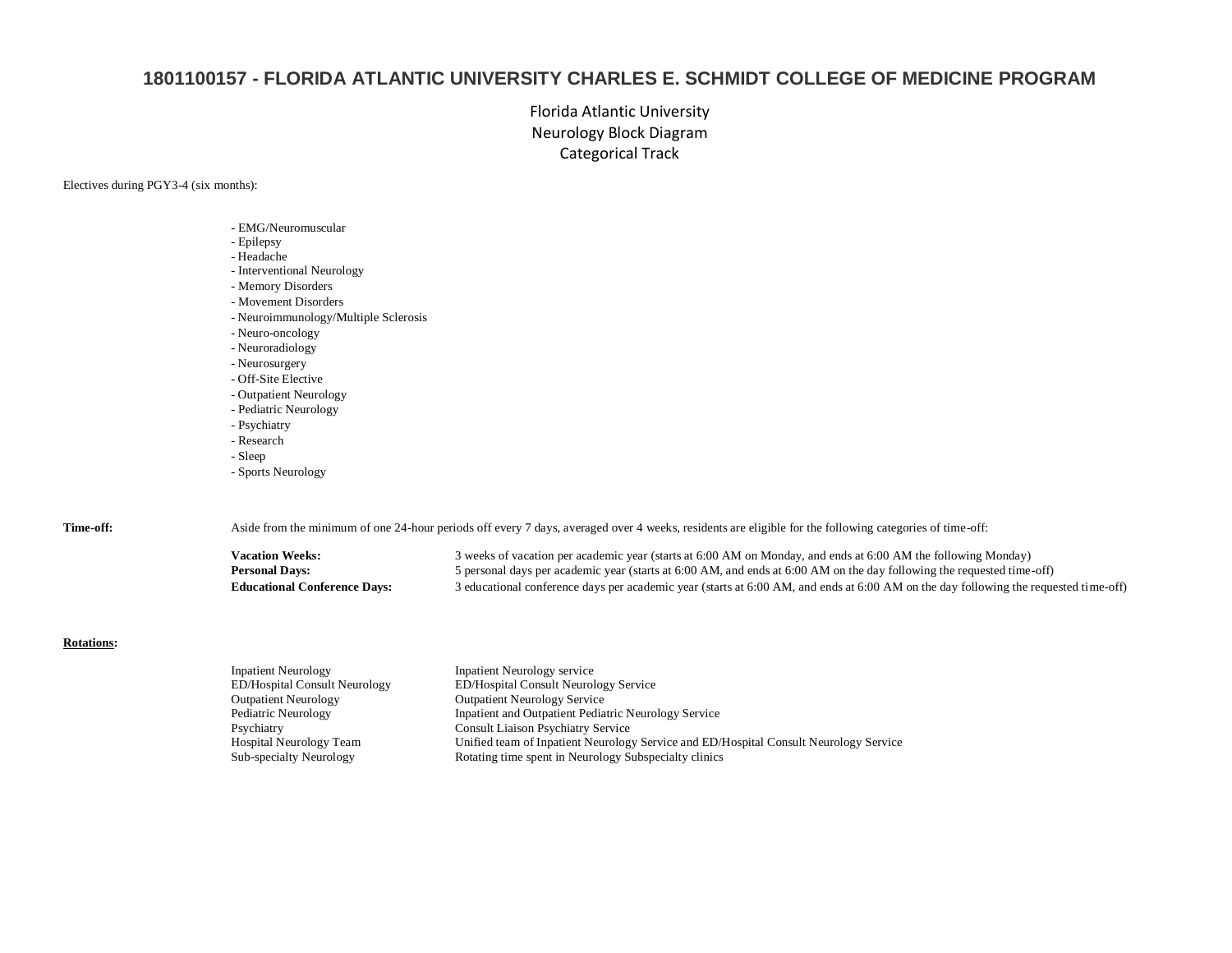# 1801100157 - FLORIDA ATLANTIC UNIVERSITY CHARLES E. SCHMIDT COLLEGE OF MEDICINE PROGRAM

## Florida Atlantic University
## Neurology Block Diagram
## Categorical Track

Electives during PGY3-4 (six months):

- EMG/Neuromuscular
- Epilepsy
- Headache
- Interventional Neurology
- Memory Disorders
- Movement Disorders
- Neuroimmunology/Multiple Sclerosis
- Neuro-oncology
- Neuroradiology
- Neurosurgery
- Off-Site Elective
- Outpatient Neurology
- Pediatric Neurology
- Psychiatry
- Research
- Sleep
- Sports Neurology

**Time-off:** Aside from the minimum of one 24-hour periods off every 7 days, averaged over 4 weeks, residents are eligible for the following categories of time-off:

| | |
|---|---|
| **Vacation Weeks:** | 3 weeks of vacation per academic year (starts at 6:00 AM on Monday, and ends at 6:00 AM the following Monday) |
| **Personal Days:** | 5 personal days per academic year (starts at 6:00 AM, and ends at 6:00 AM on the day following the requested time-off) |
| **Educational Conference Days:** | 3 educational conference days per academic year (starts at 6:00 AM, and ends at 6:00 AM on the day following the requested time-off) |

**Rotations:**

| | |
|---|---|
| Inpatient Neurology | Inpatient Neurology service |
| ED/Hospital Consult Neurology | ED/Hospital Consult Neurology Service |
| Outpatient Neurology | Outpatient Neurology Service |
| Pediatric Neurology | Inpatient and Outpatient Pediatric Neurology Service |
| Psychiatry | Consult Liaison Psychiatry Service |
| Hospital Neurology Team | Unified team of Inpatient Neurology Service and ED/Hospital Consult Neurology Service |
| Sub-specialty Neurology | Rotating time spent in Neurology Subspecialty clinics |